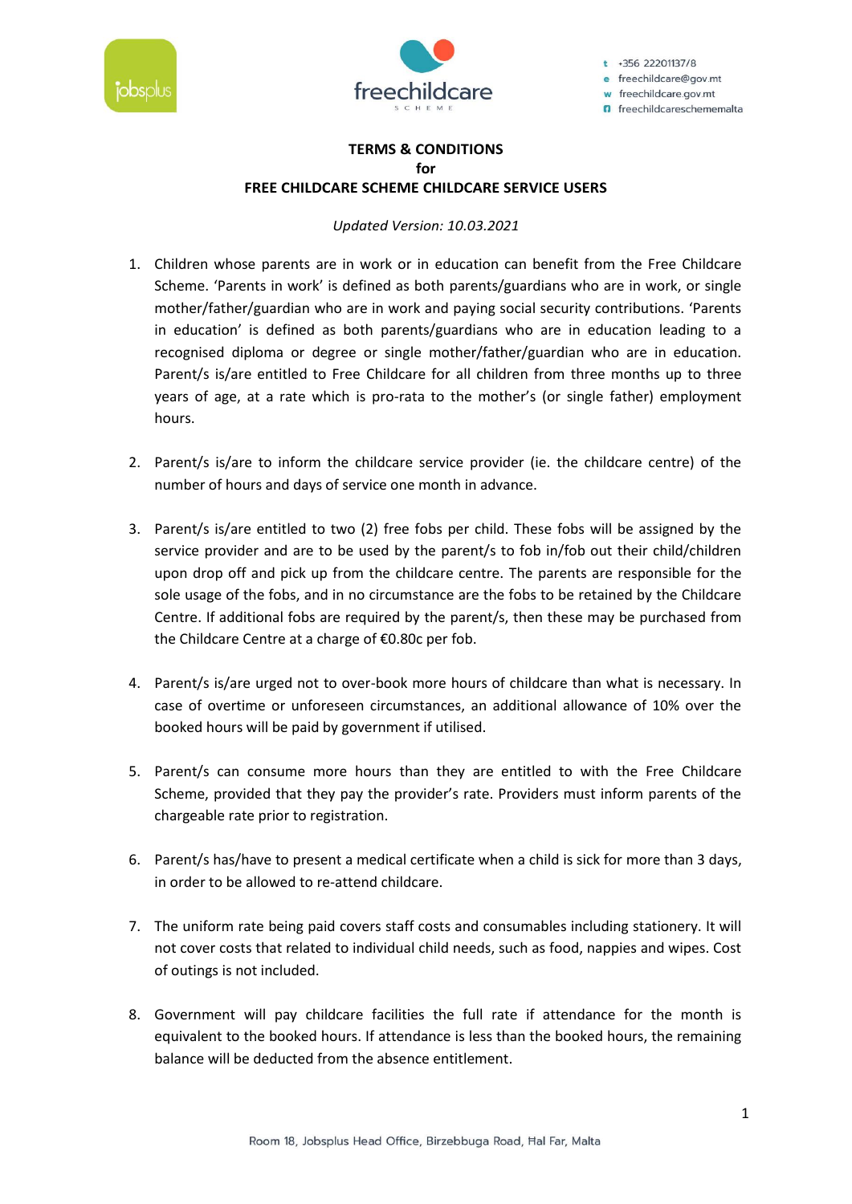jobsplus

freechildcare
SCHEME

t +356 22201137/8
e freechildcare@gov.mt
w freechildcare.gov.mt
freechildcareschememalta

**TERMS & CONDITIONS**
**for**
**FREE CHILDCARE SCHEME CHILDCARE SERVICE USERS**

*Updated Version: 10.03.2021*

1. Children whose parents are in work or in education can benefit from the Free Childcare Scheme. 'Parents in work' is defined as both parents/guardians who are in work, or single mother/father/guardian who are in work and paying social security contributions. 'Parents in education' is defined as both parents/guardians who are in education leading to a recognised diploma or degree or single mother/father/guardian who are in education. Parent/s is/are entitled to Free Childcare for all children from three months up to three years of age, at a rate which is pro-rata to the mother's (or single father) employment hours.

2. Parent/s is/are to inform the childcare service provider (ie. the childcare centre) of the number of hours and days of service one month in advance.

3. Parent/s is/are entitled to two (2) free fobs per child. These fobs will be assigned by the service provider and are to be used by the parent/s to fob in/fob out their child/children upon drop off and pick up from the childcare centre. The parents are responsible for the sole usage of the fobs, and in no circumstance are the fobs to be retained by the Childcare Centre. If additional fobs are required by the parent/s, then these may be purchased from the Childcare Centre at a charge of €0.80c per fob.

4. Parent/s is/are urged not to over-book more hours of childcare than what is necessary. In case of overtime or unforeseen circumstances, an additional allowance of 10% over the booked hours will be paid by government if utilised.

5. Parent/s can consume more hours than they are entitled to with the Free Childcare Scheme, provided that they pay the provider's rate. Providers must inform parents of the chargeable rate prior to registration.

6. Parent/s has/have to present a medical certificate when a child is sick for more than 3 days, in order to be allowed to re-attend childcare.

7. The uniform rate being paid covers staff costs and consumables including stationery. It will not cover costs that related to individual child needs, such as food, nappies and wipes. Cost of outings is not included.

8. Government will pay childcare facilities the full rate if attendance for the month is equivalent to the booked hours. If attendance is less than the booked hours, the remaining balance will be deducted from the absence entitlement.

Room 18, Jobsplus Head Office, Birzebbuga Road, Ħal Far, Malta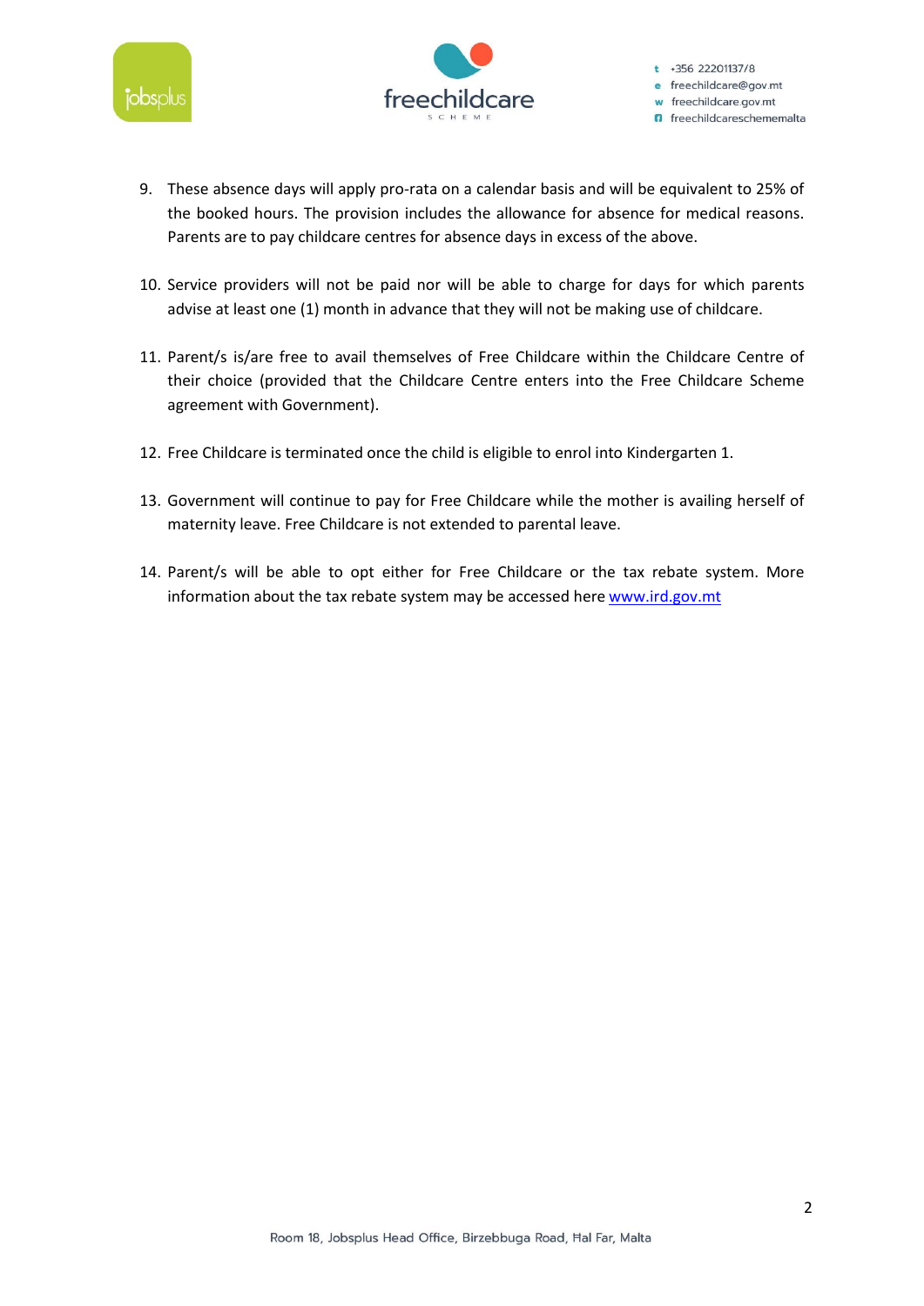9. These absence days will apply pro-rata on a calendar basis and will be equivalent to 25% of the booked hours. The provision includes the allowance for absence for medical reasons. Parents are to pay childcare centres for absence days in excess of the above.

10. Service providers will not be paid nor will be able to charge for days for which parents advise at least one (1) month in advance that they will not be making use of childcare.

11. Parent/s is/are free to avail themselves of Free Childcare within the Childcare Centre of their choice (provided that the Childcare Centre enters into the Free Childcare Scheme agreement with Government).

12. Free Childcare is terminated once the child is eligible to enrol into Kindergarten 1.

13. Government will continue to pay for Free Childcare while the mother is availing herself of maternity leave. Free Childcare is not extended to parental leave.

14. Parent/s will be able to opt either for Free Childcare or the tax rebate system. More information about the tax rebate system may be accessed here [www.ird.gov.mt](http://www.ird.gov.mt)